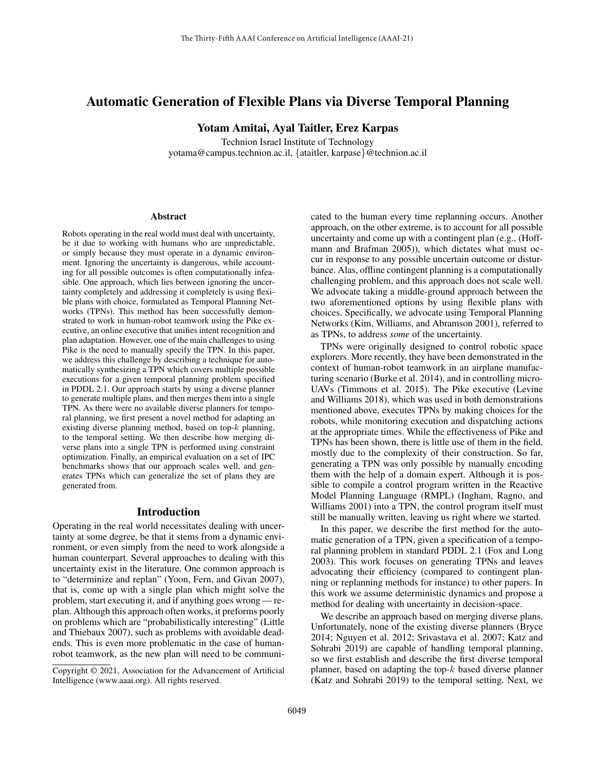# Automatic Generation of Flexible Plans via Diverse Temporal Planning

**Yotam Amitai, Ayal Taitler, Erez Karpas**

Technion Israel Institute of Technology
yotama@campus.technion.ac.il, {ataitler, karpase}@technion.ac.il

## Abstract

Robots operating in the real world must deal with uncertainty, be it due to working with humans who are unpredictable, or simply because they must operate in a dynamic environment. Ignoring the uncertainty is dangerous, while accounting for all possible outcomes is often computationally infeasible. One approach, which lies between ignoring the uncertainty completely and addressing it completely is using flexible plans with choice, formulated as Temporal Planning Networks (TPNs). This method has been successfully demonstrated to work in human-robot teamwork using the Pike executive, an online executive that unifies intent recognition and plan adaptation. However, one of the main challenges to using Pike is the need to manually specify the TPN. In this paper, we address this challenge by describing a technique for automatically synthesizing a TPN which covers multiple possible executions for a given temporal planning problem specified in PDDL 2.1. Our approach starts by using a diverse planner to generate multiple plans, and then merges them into a single TPN. As there were no available diverse planners for temporal planning, we first present a novel method for adapting an existing diverse planning method, based on top-$k$ planning, to the temporal setting. We then describe how merging diverse plans into a single TPN is performed using constraint optimization. Finally, an empirical evaluation on a set of IPC benchmarks shows that our approach scales well, and generates TPNs which can generalize the set of plans they are generated from.

## Introduction

Operating in the real world necessitates dealing with uncertainty at some degree, be that it stems from a dynamic environment, or even simply from the need to work alongside a human counterpart. Several approaches to dealing with this uncertainty exist in the literature. One common approach is to "determinize and replan" (Yoon, Fern, and Givan 2007), that is, come up with a single plan which might solve the problem, start executing it, and if anything goes wrong — replan. Although this approach often works, it preforms poorly on problems which are "probabilistically interesting" (Little and Thiebaux 2007), such as problems with avoidable dead-ends. This is even more problematic in the case of human-robot teamwork, as the new plan will need to be communicated to the human every time replanning occurs. Another approach, on the other extreme, is to account for all possible uncertainty and come up with a contingent plan (e.g., (Hoffmann and Brafman 2005)), which dictates what must occur in response to any possible uncertain outcome or disturbance. Alas, offline contingent planning is a computationally challenging problem, and this approach does not scale well. We advocate taking a middle-ground approach between the two aforementioned options by using flexible plans with choices. Specifically, we advocate using Temporal Planning Networks (Kim, Williams, and Abramson 2001), referred to as TPNs, to address *some* of the uncertainty.

TPNs were originally designed to control robotic space explorers. More recently, they have been demonstrated in the context of human-robot teamwork in an airplane manufacturing scenario (Burke et al. 2014), and in controlling micro-UAVs (Timmons et al. 2015). The Pike executive (Levine and Williams 2018), which was used in both demonstrations mentioned above, executes TPNs by making choices for the robots, while monitoring execution and dispatching actions at the appropriate times. While the effectiveness of Pike and TPNs has been shown, there is little use of them in the field, mostly due to the complexity of their construction. So far, generating a TPN was only possible by manually encoding them with the help of a domain expert. Although it is possible to compile a control program written in the Reactive Model Planning Language (RMPL) (Ingham, Ragno, and Williams 2001) into a TPN, the control program itself must still be manually written, leaving us right where we started.

In this paper, we describe the first method for the automatic generation of a TPN, given a specification of a temporal planning problem in standard PDDL 2.1 (Fox and Long 2003). This work focuses on generating TPNs and leaves advocating their efficiency (compared to contingent planning or replanning methods for instance) to other papers. In this work we assume deterministic dynamics and propose a method for dealing with uncertainty in decision-space.

We describe an approach based on merging diverse plans. Unfortunately, none of the existing diverse planners (Bryce 2014; Nguyen et al. 2012; Srivastava et al. 2007; Katz and Sohrabi 2019) are capable of handling temporal planning, so we first establish and describe the first diverse temporal planner, based on adapting the top-$k$ based diverse planner (Katz and Sohrabi 2019) to the temporal setting. Next, we

Copyright © 2021, Association for the Advancement of Artificial Intelligence (www.aaai.org). All rights reserved.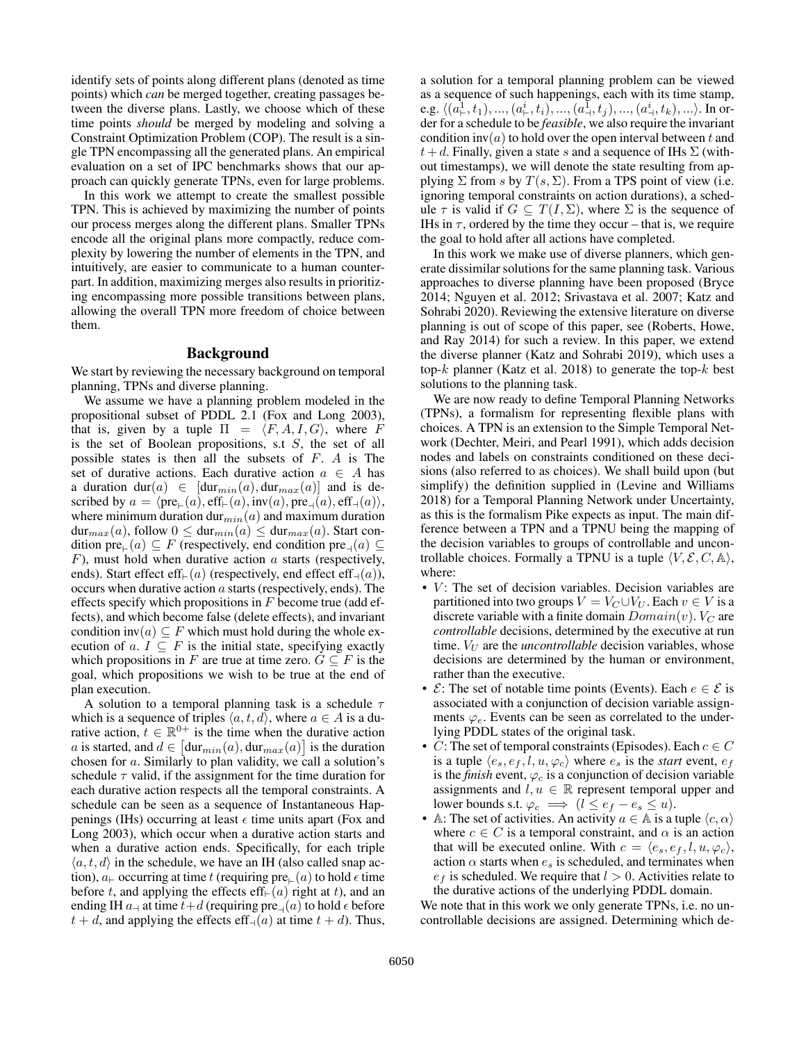identify sets of points along different plans (denoted as time points) which *can* be merged together, creating passages between the diverse plans. Lastly, we choose which of these time points *should* be merged by modeling and solving a Constraint Optimization Problem (COP). The result is a single TPN encompassing all the generated plans. An empirical evaluation on a set of IPC benchmarks shows that our approach can quickly generate TPNs, even for large problems.

In this work we attempt to create the smallest possible TPN. This is achieved by maximizing the number of points our process merges along the different plans. Smaller TPNs encode all the original plans more compactly, reduce complexity by lowering the number of elements in the TPN, and intuitively, are easier to communicate to a human counterpart. In addition, maximizing merges also results in prioritizing encompassing more possible transitions between plans, allowing the overall TPN more freedom of choice between them.

## Background

We start by reviewing the necessary background on temporal planning, TPNs and diverse planning.

We assume we have a planning problem modeled in the propositional subset of PDDL 2.1 (Fox and Long 2003), that is, given by a tuple $\Pi = \langle F, A, I, G \rangle$, where $F$ is the set of Boolean propositions, s.t $S$, the set of all possible states is then all the subsets of $F$. $A$ is The set of durative actions. Each durative action $a \in A$ has a duration $\text{dur}(a) \in [\text{dur}_{min}(a), \text{dur}_{max}(a)]$ and is described by $a = \langle \text{pre}_{\vdash}(a), \text{eff}_{\vdash}(a), \text{inv}(a), \text{pre}_{\dashv}(a), \text{eff}_{\dashv}(a) \rangle$, where minimum duration $\text{dur}_{min}(a)$ and maximum duration $\text{dur}_{max}(a)$, follow $0 \leq \text{dur}_{min}(a) \leq \text{dur}_{max}(a)$. Start condition $\text{pre}_{\vdash}(a) \subseteq F$ (respectively, end condition $\text{pre}_{\dashv}(a) \subseteq F$), must hold when durative action $a$ starts (respectively, ends). Start effect $\text{eff}_{\vdash}(a)$ (respectively, end effect $\text{eff}_{\dashv}(a)$), occurs when durative action $a$ starts (respectively, ends). The effects specify which propositions in $F$ become true (add effects), and which become false (delete effects), and invariant condition $\text{inv}(a) \subseteq F$ which must hold during the whole execution of $a$. $I \subseteq F$ is the initial state, specifying exactly which propositions in $F$ are true at time zero. $G \subseteq F$ is the goal, which propositions we wish to be true at the end of plan execution.

A solution to a temporal planning task is a schedule $\tau$ which is a sequence of triples $\langle a, t, d \rangle$, where $a \in A$ is a durative action, $t \in \mathbb{R}^{0+}$ is the time when the durative action $a$ is started, and $d \in [\text{dur}_{min}(a), \text{dur}_{max}(a)]$ is the duration chosen for $a$. Similarly to plan validity, we call a solution's schedule $\tau$ valid, if the assignment for the time duration for each durative action respects all the temporal constraints. A schedule can be seen as a sequence of Instantaneous Happenings (IHs) occurring at least $\epsilon$ time units apart (Fox and Long 2003), which occur when a durative action starts and when a durative action ends. Specifically, for each triple $\langle a, t, d \rangle$ in the schedule, we have an IH (also called snap action), $a_{\vdash}$ occurring at time $t$ (requiring $\text{pre}_{\vdash}(a)$ to hold $\epsilon$ time before $t$, and applying the effects $\text{eff}_{\vdash}(a)$ right at $t$), and an ending IH $a_{\dashv}$ at time $t+d$ (requiring $\text{pre}_{\dashv}(a)$ to hold $\epsilon$ before $t+d$, and applying the effects $\text{eff}_{\dashv}(a)$ at time $t+d$). Thus, a solution for a temporal planning problem can be viewed as a sequence of such happenings, each with its time stamp, e.g. $\langle (a^1_{\vdash}, t_1), ..., (a^i_{\vdash}, t_i), ..., (a^1_{\dashv}, t_j), ..., (a^i_{\dashv}, t_k), ... \rangle$. In order for a schedule to be *feasible*, we also require the invariant condition $\text{inv}(a)$ to hold over the open interval between $t$ and $t+d$. Finally, given a state $s$ and a sequence of IHs $\Sigma$ (without timestamps), we will denote the state resulting from applying $\Sigma$ from $s$ by $T(s, \Sigma)$. From a TPS point of view (i.e. ignoring temporal constraints on action durations), a schedule $\tau$ is valid if $G \subseteq T(I, \Sigma)$, where $\Sigma$ is the sequence of IHs in $\tau$, ordered by the time they occur – that is, we require the goal to hold after all actions have completed.

In this work we make use of diverse planners, which generate dissimilar solutions for the same planning task. Various approaches to diverse planning have been proposed (Bryce 2014; Nguyen et al. 2012; Srivastava et al. 2007; Katz and Sohrabi 2020). Reviewing the extensive literature on diverse planning is out of scope of this paper, see (Roberts, Howe, and Ray 2014) for such a review. In this paper, we extend the diverse planner (Katz and Sohrabi 2019), which uses a top-$k$ planner (Katz et al. 2018) to generate the top-$k$ best solutions to the planning task.

We are now ready to define Temporal Planning Networks (TPNs), a formalism for representing flexible plans with choices. A TPN is an extension to the Simple Temporal Network (Dechter, Meiri, and Pearl 1991), which adds decision nodes and labels on constraints conditioned on these decisions (also referred to as choices). We shall build upon (but simplify) the definition supplied in (Levine and Williams 2018) for a Temporal Planning Network under Uncertainty, as this is the formalism Pike expects as input. The main difference between a TPN and a TPNU being the mapping of the decision variables to groups of controllable and uncontrollable choices. Formally a TPNU is a tuple $\langle V, \mathcal{E}, C, \mathbb{A} \rangle$, where:

- $V$: The set of decision variables. Decision variables are partitioned into two groups $V = V_C \cup V_U$. Each $v \in V$ is a discrete variable with a finite domain $Domain(v)$. $V_C$ are *controllable* decisions, determined by the executive at run time. $V_U$ are the *uncontrollable* decision variables, whose decisions are determined by the human or environment, rather than the executive.
- $\mathcal{E}$: The set of notable time points (Events). Each $e \in \mathcal{E}$ is associated with a conjunction of decision variable assignments $\varphi_e$. Events can be seen as correlated to the underlying PDDL states of the original task.
- $C$: The set of temporal constraints (Episodes). Each $c \in C$ is a tuple $\langle e_s, e_f, l, u, \varphi_c \rangle$ where $e_s$ is the *start* event, $e_f$ is the *finish* event, $\varphi_c$ is a conjunction of decision variable assignments and $l, u \in \mathbb{R}$ represent temporal upper and lower bounds s.t. $\varphi_c \implies (l \leq e_f - e_s \leq u)$.
- $\mathbb{A}$: The set of activities. An activity $a \in \mathbb{A}$ is a tuple $\langle c, \alpha \rangle$ where $c \in C$ is a temporal constraint, and $\alpha$ is an action that will be executed online. With $c = \langle e_s, e_f, l, u, \varphi_c \rangle$, action $\alpha$ starts when $e_s$ is scheduled, and terminates when $e_f$ is scheduled. We require that $l > 0$. Activities relate to the durative actions of the underlying PDDL domain.

We note that in this work we only generate TPNs, i.e. no uncontrollable decisions are assigned. Determining which de-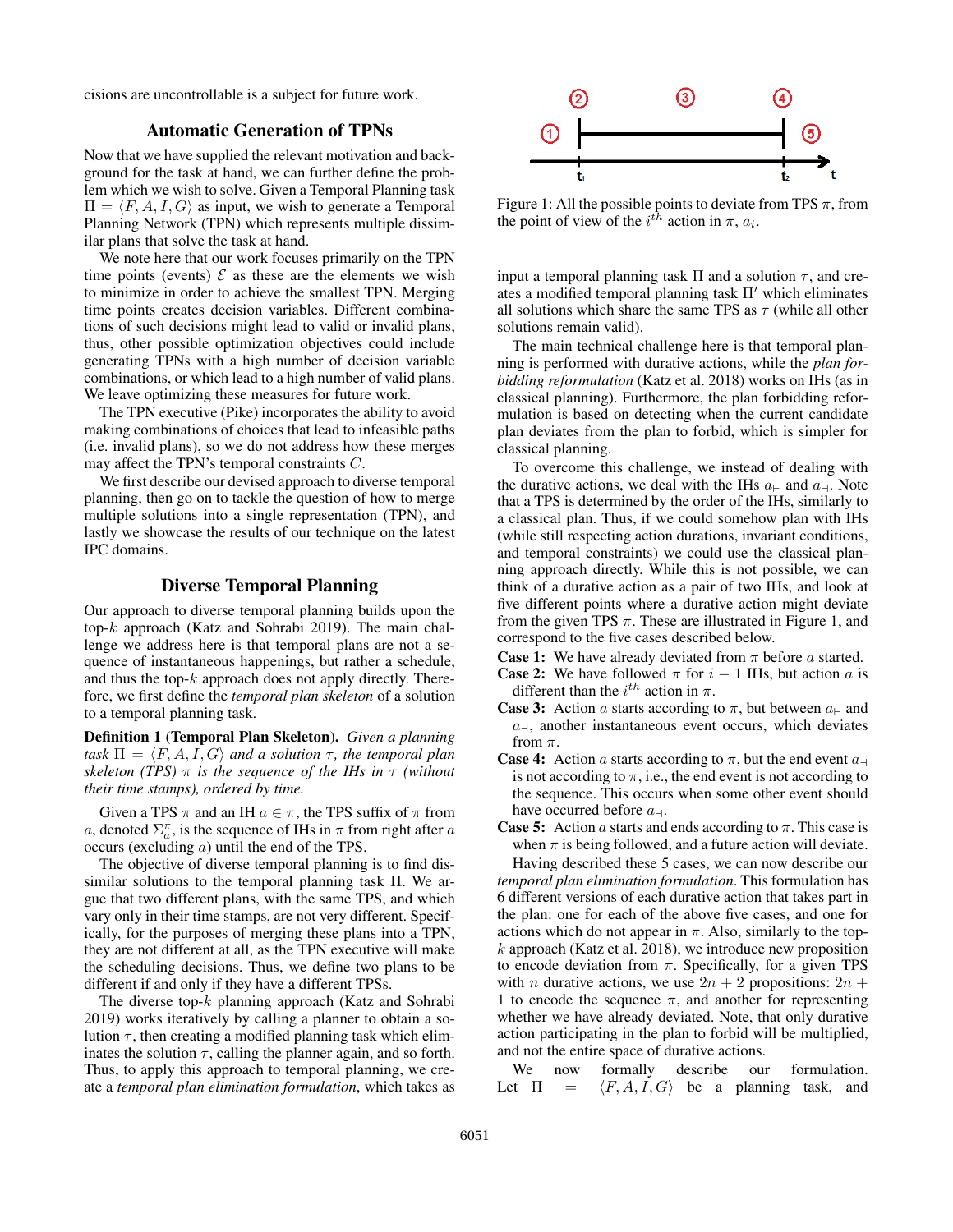cisions are uncontrollable is a subject for future work.

## Automatic Generation of TPNs

Now that we have supplied the relevant motivation and background for the task at hand, we can further define the problem which we wish to solve. Given a Temporal Planning task $\Pi = \langle F, A, I, G\rangle$ as input, we wish to generate a Temporal Planning Network (TPN) which represents multiple dissimilar plans that solve the task at hand.

We note here that our work focuses primarily on the TPN time points (events) $\mathcal{E}$ as these are the elements we wish to minimize in order to achieve the smallest TPN. Merging time points creates decision variables. Different combinations of such decisions might lead to valid or invalid plans, thus, other possible optimization objectives could include generating TPNs with a high number of decision variable combinations, or which lead to a high number of valid plans. We leave optimizing these measures for future work.

The TPN executive (Pike) incorporates the ability to avoid making combinations of choices that lead to infeasible paths (i.e. invalid plans), so we do not address how these merges may affect the TPN's temporal constraints $C$.

We first describe our devised approach to diverse temporal planning, then go on to tackle the question of how to merge multiple solutions into a single representation (TPN), and lastly we showcase the results of our technique on the latest IPC domains.

## Diverse Temporal Planning

Our approach to diverse temporal planning builds upon the top-$k$ approach (Katz and Sohrabi 2019). The main challenge we address here is that temporal plans are not a sequence of instantaneous happenings, but rather a schedule, and thus the top-$k$ approach does not apply directly. Therefore, we first define the *temporal plan skeleton* of a solution to a temporal planning task.

**Definition 1 (Temporal Plan Skeleton).** *Given a planning task $\Pi = \langle F, A, I, G\rangle$ and a solution $\tau$, the temporal plan skeleton (TPS) $\pi$ is the sequence of the IHs in $\tau$ (without their time stamps), ordered by time.*

Given a TPS $\pi$ and an IH $a \in \pi$, the TPS suffix of $\pi$ from $a$, denoted $\Sigma_a^\pi$, is the sequence of IHs in $\pi$ from right after $a$ occurs (excluding $a$) until the end of the TPS.

The objective of diverse temporal planning is to find dissimilar solutions to the temporal planning task $\Pi$. We argue that two different plans, with the same TPS, and which vary only in their time stamps, are not very different. Specifically, for the purposes of merging these plans into a TPN, they are not different at all, as the TPN executive will make the scheduling decisions. Thus, we define two plans to be different if and only if they have a different TPSs.

The diverse top-$k$ planning approach (Katz and Sohrabi 2019) works iteratively by calling a planner to obtain a solution $\tau$, then creating a modified planning task which eliminates the solution $\tau$, calling the planner again, and so forth. Thus, to apply this approach to temporal planning, we create a *temporal plan elimination formulation*, which takes as input a temporal planning task $\Pi$ and a solution $\tau$, and creates a modified temporal planning task $\Pi'$ which eliminates all solutions which share the same TPS as $\tau$ (while all other solutions remain valid).

The main technical challenge here is that temporal planning is performed with durative actions, while the *plan forbidding reformulation* (Katz et al. 2018) works on IHs (as in classical planning). Furthermore, the plan forbidding reformulation is based on detecting when the current candidate plan deviates from the plan to forbid, which is simpler for classical planning.

To overcome this challenge, we instead of dealing with the durative actions, we deal with the IHs $a_\vdash$ and $a_\dashv$. Note that a TPS is determined by the order of the IHs, similarly to a classical plan. Thus, if we could somehow plan with IHs (while still respecting action durations, invariant conditions, and temporal constraints) we could use the classical planning approach directly. While this is not possible, we can think of a durative action as a pair of two IHs, and look at five different points where a durative action might deviate from the given TPS $\pi$. These are illustrated in Figure 1, and correspond to the five cases described below.

Figure 1: All the possible points to deviate from TPS $\pi$, from the point of view of the $i^{th}$ action in $\pi$, $a_i$.

**Case 1:** We have already deviated from $\pi$ before $a$ started.

**Case 2:** We have followed $\pi$ for $i-1$ IHs, but action $a$ is different than the $i^{th}$ action in $\pi$.

**Case 3:** Action $a$ starts according to $\pi$, but between $a_\vdash$ and $a_\dashv$, another instantaneous event occurs, which deviates from $\pi$.

**Case 4:** Action $a$ starts according to $\pi$, but the end event $a_\dashv$ is not according to $\pi$, i.e., the end event is not according to the sequence. This occurs when some other event should have occurred before $a_\dashv$.

**Case 5:** Action $a$ starts and ends according to $\pi$. This case is when $\pi$ is being followed, and a future action will deviate.

Having described these 5 cases, we can now describe our *temporal plan elimination formulation*. This formulation has 6 different versions of each durative action that takes part in the plan: one for each of the above five cases, and one for actions which do not appear in $\pi$. Also, similarly to the top-$k$ approach (Katz et al. 2018), we introduce new proposition to encode deviation from $\pi$. Specifically, for a given TPS with $n$ durative actions, we use $2n+2$ propositions: $2n+1$ to encode the sequence $\pi$, and another for representing whether we have already deviated. Note, that only durative action participating in the plan to forbid will be multiplied, and not the entire space of durative actions.

We now formally describe our formulation. Let $\Pi = \langle F, A, I, G\rangle$ be a planning task, and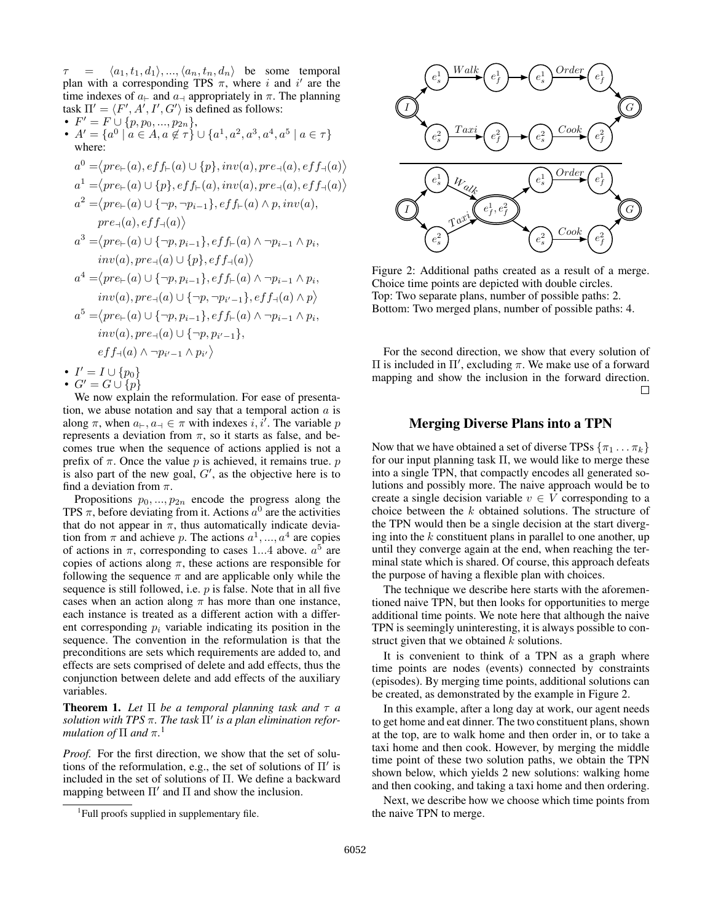$\tau = \langle a_1, t_1, d_1\rangle, ..., \langle a_n, t_n, d_n\rangle$ be some temporal plan with a corresponding TPS $\pi$, where $i$ and $i'$ are the time indexes of $a_\vdash$ and $a_\dashv$ appropriately in $\pi$. The planning task $\Pi' = \langle F', A', I', G'\rangle$ is defined as follows:

- $F' = F \cup \{p, p_0, ..., p_{2n}\}$,
- $A' = \{a^0 \mid a \in A, a \notin \tau\} \cup \{a^1, a^2, a^3, a^4, a^5 \mid a \in \tau\}$ where:

$$a^0 = \langle pre_\vdash(a), eff_\vdash(a) \cup \{p\}, inv(a), pre_\dashv(a), eff_\dashv(a)\rangle$$

$$a^1 = \langle pre_\vdash(a) \cup \{p\}, eff_\vdash(a), inv(a), pre_\dashv(a), eff_\dashv(a)\rangle$$

$$a^2 = \langle pre_\vdash(a) \cup \{\neg p, \neg p_{i-1}\}, eff_\vdash(a) \wedge p, inv(a), pre_\dashv(a), eff_\dashv(a)\rangle$$

$$a^3 = \langle pre_\vdash(a) \cup \{\neg p, p_{i-1}\}, eff_\vdash(a) \wedge \neg p_{i-1} \wedge p_i, inv(a), pre_\dashv(a) \cup \{p\}, eff_\dashv(a)\rangle$$

$$a^4 = \langle pre_\vdash(a) \cup \{\neg p, p_{i-1}\}, eff_\vdash(a) \wedge \neg p_{i-1} \wedge p_i, inv(a), pre_\dashv(a) \cup \{\neg p, \neg p_{i'-1}\}, eff_\dashv(a) \wedge p\rangle$$

$$a^5 = \langle pre_\vdash(a) \cup \{\neg p, p_{i-1}\}, eff_\vdash(a) \wedge \neg p_{i-1} \wedge p_i, inv(a), pre_\dashv(a) \cup \{\neg p, p_{i'-1}\}, eff_\dashv(a) \wedge \neg p_{i'-1} \wedge p_{i'}\rangle$$

- $I' = I \cup \{p_0\}$
- $G' = G \cup \{p\}$

We now explain the reformulation. For ease of presentation, we abuse notation and say that a temporal action $a$ is along $\pi$, when $a_\vdash, a_\dashv \in \pi$ with indexes $i, i'$. The variable $p$ represents a deviation from $\pi$, so it starts as false, and becomes true when the sequence of actions applied is not a prefix of $\pi$. Once the value $p$ is achieved, it remains true. $p$ is also part of the new goal, $G'$, as the objective here is to find a deviation from $\pi$.

Propositions $p_0, ..., p_{2n}$ encode the progress along the TPS $\pi$, before deviating from it. Actions $a^0$ are the activities that do not appear in $\pi$, thus automatically indicate deviation from $\pi$ and achieve $p$. The actions $a^1, ..., a^4$ are copies of actions in $\pi$, corresponding to cases $1...4$ above. $a^5$ are copies of actions along $\pi$, these actions are responsible for following the sequence $\pi$ and are applicable only while the sequence is still followed, i.e. $p$ is false. Note that in all five cases when an action along $\pi$ has more than one instance, each instance is treated as a different action with a different corresponding $p_i$ variable indicating its position in the sequence. The convention in the reformulation is that the preconditions are sets which requirements are added to, and effects are sets comprised of delete and add effects, thus the conjunction between delete and add effects of the auxiliary variables.

**Theorem 1.** *Let $\Pi$ be a temporal planning task and $\tau$ a solution with TPS $\pi$. The task $\Pi'$ is a plan elimination reformulation of $\Pi$ and $\pi$.*[1]

*Proof.* For the first direction, we show that the set of solutions of the reformulation, e.g., the set of solutions of $\Pi'$ is included in the set of solutions of $\Pi$. We define a backward mapping between $\Pi'$ and $\Pi$ and show the inclusion.

For the second direction, we show that every solution of $\Pi$ is included in $\Pi'$, excluding $\pi$. We make use of a forward mapping and show the inclusion in the forward direction. □

[1] Full proofs supplied in supplementary file.

Figure 2: Additional paths created as a result of a merge. Choice time points are depicted with double circles. Top: Two separate plans, number of possible paths: 2. Bottom: Two merged plans, number of possible paths: 4.

## Merging Diverse Plans into a TPN

Now that we have obtained a set of diverse TPSs $\{\pi_1 \dots \pi_k\}$ for our input planning task $\Pi$, we would like to merge these into a single TPN, that compactly encodes all generated solutions and possibly more. The naive approach would be to create a single decision variable $v \in V$ corresponding to a choice between the $k$ obtained solutions. The structure of the TPN would then be a single decision at the start diverging into the $k$ constituent plans in parallel to one another, up until they converge again at the end, when reaching the terminal state which is shared. Of course, this approach defeats the purpose of having a flexible plan with choices.

The technique we describe here starts with the aforementioned naive TPN, but then looks for opportunities to merge additional time points. We note here that although the naive TPN is seemingly uninteresting, it is always possible to construct given that we obtained $k$ solutions.

It is convenient to think of a TPN as a graph where time points are nodes (events) connected by constraints (episodes). By merging time points, additional solutions can be created, as demonstrated by the example in Figure 2.

In this example, after a long day at work, our agent needs to get home and eat dinner. The two constituent plans, shown at the top, are to walk home and then order in, or to take a taxi home and then cook. However, by merging the middle time point of these two solution paths, we obtain the TPN shown below, which yields 2 new solutions: walking home and then cooking, and taking a taxi home and then ordering.

Next, we describe how we choose which time points from the naive TPN to merge.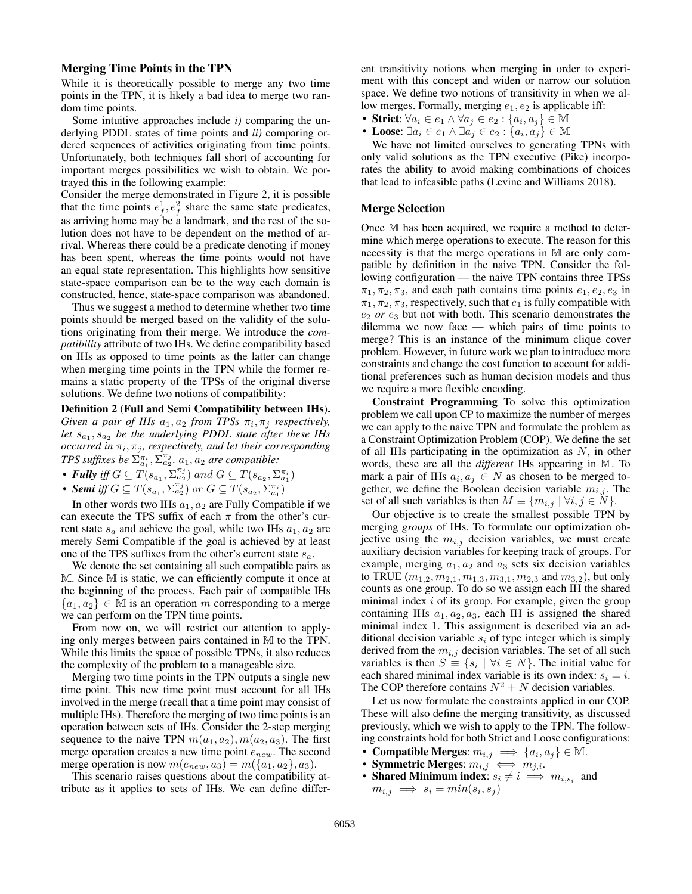### Merging Time Points in the TPN

While it is theoretically possible to merge any two time points in the TPN, it is likely a bad idea to merge two random time points.

Some intuitive approaches include *i)* comparing the underlying PDDL states of time points and *ii)* comparing ordered sequences of activities originating from time points. Unfortunately, both techniques fall short of accounting for important merges possibilities we wish to obtain. We portrayed this in the following example:

Consider the merge demonstrated in Figure 2, it is possible that the time points $e^1_f, e^2_f$ share the same state predicates, as arriving home may be a landmark, and the rest of the solution does not have to be dependent on the method of arrival. Whereas there could be a predicate denoting if money has been spent, whereas the time points would not have an equal state representation. This highlights how sensitive state-space comparison can be to the way each domain is constructed, hence, state-space comparison was abandoned.

Thus we suggest a method to determine whether two time points should be merged based on the validity of the solutions originating from their merge. We introduce the *compatibility* attribute of two IHs. We define compatibility based on IHs as opposed to time points as the latter can change when merging time points in the TPN while the former remains a static property of the TPSs of the original diverse solutions. We define two notions of compatibility:

**Definition 2 (Full and Semi Compatibility between IHs).** *Given a pair of IHs $a_1, a_2$ from TPSs $\pi_i, \pi_j$ respectively, let $s_{a_1}, s_{a_2}$ be the underlying PDDL state after these IHs occurred in $\pi_i, \pi_j$, respectively, and let their corresponding TPS suffixes be $\Sigma^{\pi_i}_{a_1}, \Sigma^{\pi_j}_{a_2}$. $a_1, a_2$ are compatible:*

- ***Fully*** *iff $G \subseteq T(s_{a_1}, \Sigma^{\pi_j}_{a_2})$ and $G \subseteq T(s_{a_2}, \Sigma^{\pi_i}_{a_1})$*
- ***Semi*** *iff $G \subseteq T(s_{a_1}, \Sigma^{\pi_j}_{a_2})$ or $G \subseteq T(s_{a_2}, \Sigma^{\pi_i}_{a_1})$*

In other words two IHs $a_1, a_2$ are Fully Compatible if we can execute the TPS suffix of each $\pi$ from the other's current state $s_a$ and achieve the goal, while two IHs $a_1, a_2$ are merely Semi Compatible if the goal is achieved by at least one of the TPS suffixes from the other's current state $s_a$.

We denote the set containing all such compatible pairs as $\mathbb{M}$. Since $\mathbb{M}$ is static, we can efficiently compute it once at the beginning of the process. Each pair of compatible IHs $\{a_1, a_2\} \in \mathbb{M}$ is an operation $m$ corresponding to a merge we can perform on the TPN time points.

From now on, we will restrict our attention to applying only merges between pairs contained in $\mathbb{M}$ to the TPN. While this limits the space of possible TPNs, it also reduces the complexity of the problem to a manageable size.

Merging two time points in the TPN outputs a single new time point. This new time point must account for all IHs involved in the merge (recall that a time point may consist of multiple IHs). Therefore the merging of two time points is an operation between sets of IHs. Consider the 2-step merging sequence to the naive TPN $m(a_1, a_2), m(a_2, a_3)$. The first merge operation creates a new time point $e_{new}$. The second merge operation is now $m(e_{new}, a_3) = m(\{a_1, a_2\}, a_3)$.

This scenario raises questions about the compatibility attribute as it applies to sets of IHs. We can define different transitivity notions when merging in order to experiment with this concept and widen or narrow our solution space. We define two notions of transitivity in when we allow merges. Formally, merging $e_1, e_2$ is applicable iff:

- **Strict**: $\forall a_i \in e_1 \land \forall a_j \in e_2 : \{a_i, a_j\} \in \mathbb{M}$
- **Loose**: $\exists a_i \in e_1 \land \exists a_j \in e_2 : \{a_i, a_j\} \in \mathbb{M}$

We have not limited ourselves to generating TPNs with only valid solutions as the TPN executive (Pike) incorporates the ability to avoid making combinations of choices that lead to infeasible paths (Levine and Williams 2018).

### Merge Selection

Once $\mathbb{M}$ has been acquired, we require a method to determine which merge operations to execute. The reason for this necessity is that the merge operations in $\mathbb{M}$ are only compatible by definition in the naive TPN. Consider the following configuration — the naive TPN contains three TPSs $\pi_1, \pi_2, \pi_3$, and each path contains time points $e_1, e_2, e_3$ in $\pi_1, \pi_2, \pi_3$, respectively, such that $e_1$ is fully compatible with $e_2$ *or* $e_3$ but not with both. This scenario demonstrates the dilemma we now face — which pairs of time points to merge? This is an instance of the minimum clique cover problem. However, in future work we plan to introduce more constraints and change the cost function to account for additional preferences such as human decision models and thus we require a more flexible encoding.

**Constraint Programming** To solve this optimization problem we call upon CP to maximize the number of merges we can apply to the naive TPN and formulate the problem as a Constraint Optimization Problem (COP). We define the set of all IHs participating in the optimization as $N$, in other words, these are all the *different* IHs appearing in $\mathbb{M}$. To mark a pair of IHs $a_i, a_j \in N$ as chosen to be merged together, we define the Boolean decision variable $m_{i,j}$. The set of all such variables is then $M \equiv \{m_{i,j} \mid \forall i, j \in N\}$.

Our objective is to create the smallest possible TPN by merging *groups* of IHs. To formulate our optimization objective using the $m_{i,j}$ decision variables, we must create auxiliary decision variables for keeping track of groups. For example, merging $a_1, a_2$ and $a_3$ sets six decision variables to TRUE ($m_{1,2}, m_{2,1}, m_{1,3}, m_{3,1}, m_{2,3}$ and $m_{3,2}$), but only counts as one group. To do so we assign each IH the shared minimal index $i$ of its group. For example, given the group containing IHs $a_1, a_2, a_3$, each IH is assigned the shared minimal index 1. This assignment is described via an additional decision variable $s_i$ of type integer which is simply derived from the $m_{i,j}$ decision variables. The set of all such variables is then $S \equiv \{s_i \mid \forall i \in N\}$. The initial value for each shared minimal index variable is its own index: $s_i = i$. The COP therefore contains $N^2 + N$ decision variables.

Let us now formulate the constraints applied in our COP. These will also define the merging transitivity, as discussed previously, which we wish to apply to the TPN. The following constraints hold for both Strict and Loose configurations:

- **Compatible Merges**: $m_{i,j} \implies \{a_i, a_j\} \in \mathbb{M}$.
- **Symmetric Merges**: $m_{i,j} \iff m_{j,i}$.
- **Shared Minimum index**: $s_i \neq i \implies m_{i,s_i}$ and $m_{i,j} \implies s_i = min(s_i, s_j)$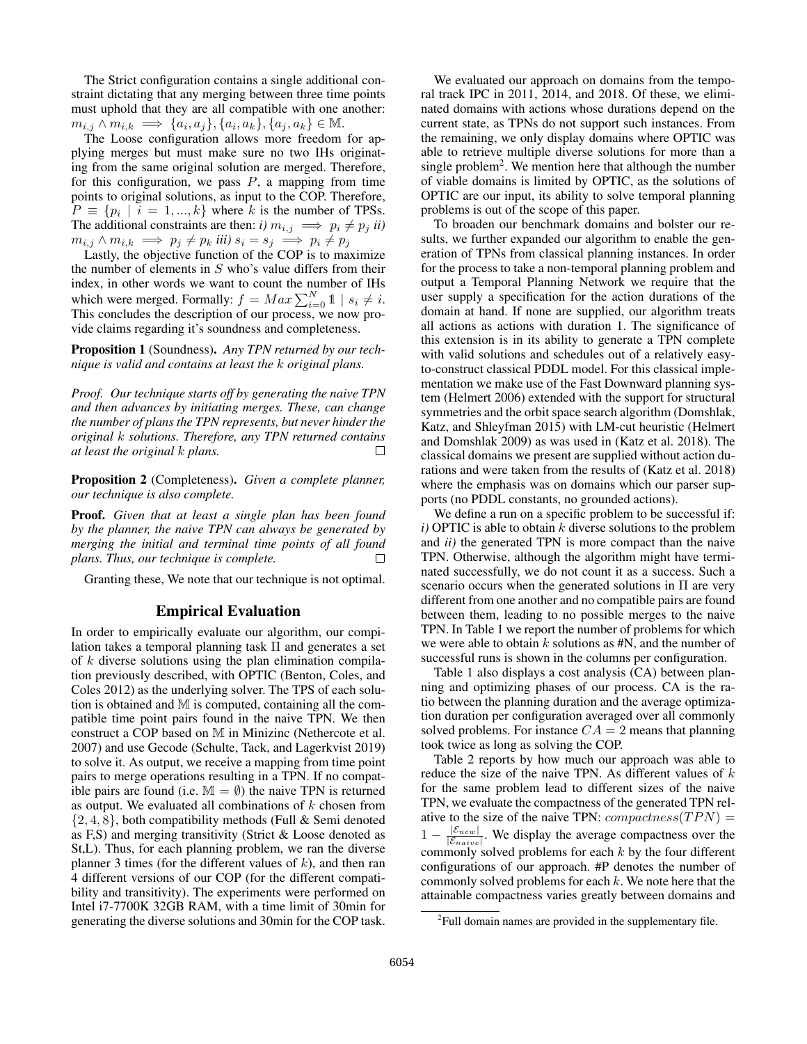The Strict configuration contains a single additional constraint dictating that any merging between three time points must uphold that they are all compatible with one another: $m_{i,j} \wedge m_{i,k} \implies \{a_i, a_j\}, \{a_i, a_k\}, \{a_j, a_k\} \in \mathbb{M}$.

The Loose configuration allows more freedom for applying merges but must make sure no two IHs originating from the same original solution are merged. Therefore, for this configuration, we pass $P$, a mapping from time points to original solutions, as input to the COP. Therefore, $P \equiv \{p_i \mid i = 1, ..., k\}$ where $k$ is the number of TPSs. The additional constraints are then: *i)* $m_{i,j} \implies p_i \neq p_j$ *ii)* $m_{i,j} \wedge m_{i,k} \implies p_j \neq p_k$ *iii)* $s_i = s_j \implies p_i \neq p_j$

Lastly, the objective function of the COP is to maximize the number of elements in $S$ who's value differs from their index, in other words we want to count the number of IHs which were merged. Formally: $f = Max \sum_{i=0}^{N} \mathbb{1} \mid s_i \neq i$. This concludes the description of our process, we now provide claims regarding it's soundness and completeness.

**Proposition 1** (Soundness). *Any TPN returned by our technique is valid and contains at least the $k$ original plans.*

*Proof. Our technique starts off by generating the naive TPN and then advances by initiating merges. These, can change the number of plans the TPN represents, but never hinder the original $k$ solutions. Therefore, any TPN returned contains at least the original $k$ plans.* □

**Proposition 2** (Completeness). *Given a complete planner, our technique is also complete.*

**Proof.** *Given that at least a single plan has been found by the planner, the naive TPN can always be generated by merging the initial and terminal time points of all found plans. Thus, our technique is complete.* □

Granting these, We note that our technique is not optimal.

## Empirical Evaluation

In order to empirically evaluate our algorithm, our compilation takes a temporal planning task $\Pi$ and generates a set of $k$ diverse solutions using the plan elimination compilation previously described, with OPTIC (Benton, Coles, and Coles 2012) as the underlying solver. The TPS of each solution is obtained and $\mathbb{M}$ is computed, containing all the compatible time point pairs found in the naive TPN. We then construct a COP based on $\mathbb{M}$ in Minizinc (Nethercote et al. 2007) and use Gecode (Schulte, Tack, and Lagerkvist 2019) to solve it. As output, we receive a mapping from time point pairs to merge operations resulting in a TPN. If no compatible pairs are found (i.e. $\mathbb{M} = \emptyset$) the naive TPN is returned as output. We evaluated all combinations of $k$ chosen from $\{2, 4, 8\}$, both compatibility methods (Full & Semi denoted as F,S) and merging transitivity (Strict & Loose denoted as St,L). Thus, for each planning problem, we ran the diverse planner 3 times (for the different values of $k$), and then ran 4 different versions of our COP (for the different compatibility and transitivity). The experiments were performed on Intel i7-7700K 32GB RAM, with a time limit of 30min for generating the diverse solutions and 30min for the COP task.

We evaluated our approach on domains from the temporal track IPC in 2011, 2014, and 2018. Of these, we eliminated domains with actions whose durations depend on the current state, as TPNs do not support such instances. From the remaining, we only display domains where OPTIC was able to retrieve multiple diverse solutions for more than a single problem[2]. We mention here that although the number of viable domains is limited by OPTIC, as the solutions of OPTIC are our input, its ability to solve temporal planning problems is out of the scope of this paper.

To broaden our benchmark domains and bolster our results, we further expanded our algorithm to enable the generation of TPNs from classical planning instances. In order for the process to take a non-temporal planning problem and output a Temporal Planning Network we require that the user supply a specification for the action durations of the domain at hand. If none are supplied, our algorithm treats all actions as actions with duration 1. The significance of this extension is in its ability to generate a TPN complete with valid solutions and schedules out of a relatively easy-to-construct classical PDDL model. For this classical implementation we make use of the Fast Downward planning system (Helmert 2006) extended with the support for structural symmetries and the orbit space search algorithm (Domshlak, Katz, and Shleyfman 2015) with LM-cut heuristic (Helmert and Domshlak 2009) as was used in (Katz et al. 2018). The classical domains we present are supplied without action durations and were taken from the results of (Katz et al. 2018) where the emphasis was on domains which our parser supports (no PDDL constants, no grounded actions).

We define a run on a specific problem to be successful if: *i)* OPTIC is able to obtain $k$ diverse solutions to the problem and *ii)* the generated TPN is more compact than the naive TPN. Otherwise, although the algorithm might have terminated successfully, we do not count it as a success. Such a scenario occurs when the generated solutions in $\Pi$ are very different from one another and no compatible pairs are found between them, leading to no possible merges to the naive TPN. In Table 1 we report the number of problems for which we were able to obtain $k$ solutions as #N, and the number of successful runs is shown in the columns per configuration.

Table 1 also displays a cost analysis (CA) between planning and optimizing phases of our process. CA is the ratio between the planning duration and the average optimization duration per configuration averaged over all commonly solved problems. For instance $CA = 2$ means that planning took twice as long as solving the COP.

Table 2 reports by how much our approach was able to reduce the size of the naive TPN. As different values of $k$ for the same problem lead to different sizes of the naive TPN, we evaluate the compactness of the generated TPN relative to the size of the naive TPN: $compactness(TPN) = 1 - \frac{|\mathcal{E}_{new}|}{|\mathcal{E}_{naive}|}$. We display the average compactness over the commonly solved problems for each $k$ by the four different configurations of our approach. #P denotes the number of commonly solved problems for each $k$. We note here that the attainable compactness varies greatly between domains and

[2] Full domain names are provided in the supplementary file.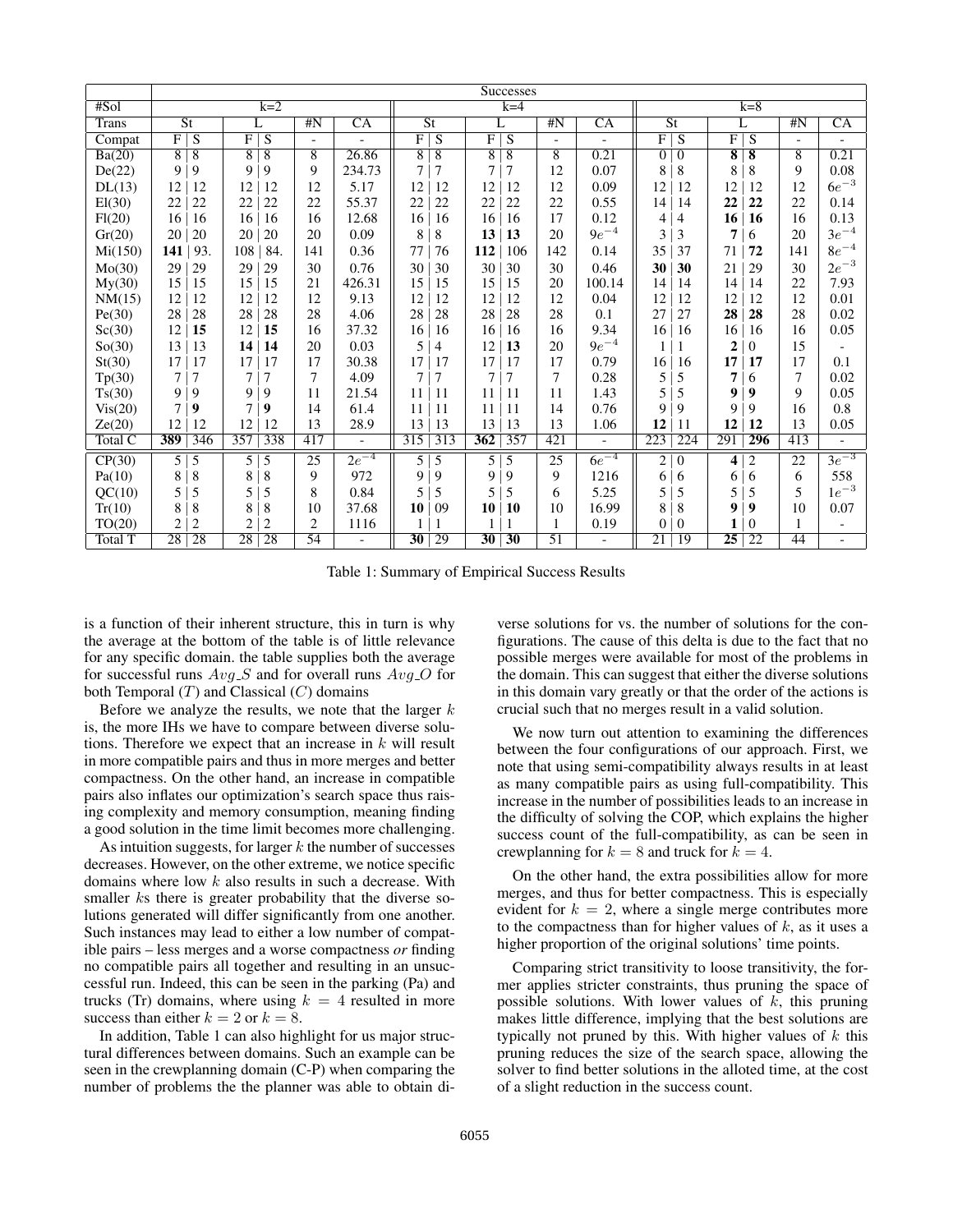| | Successes | | | | | | | | | | | | | | | | | |
|---|---|---|---|---|---|---|---|---|---|---|---|---|---|---|---|---|---|---|
| #Sol | k=2 | | | | | | | k=4 | | | | | | | k=8 | | | |
| Trans | St | | L | | #N | CA | | St | | L | | #N | CA | | St | | L | | #N | CA |
| Compat | F | S | F | S | - | - | F | S | F | S | - | - | F | S | F | S | - | - |
| Ba(20) | 8 | 8 | 8 | 8 | 8 | 26.86 | 8 | 8 | 8 | 8 | 8 | 0.21 | 0 | 0 | **8** | **8** | 8 | 0.21 |
| De(22) | 9 | 9 | 9 | 9 | 9 | 234.73 | 7 | 7 | 7 | 7 | 12 | 0.07 | 8 | 8 | 8 | 8 | 9 | 0.08 |
| DL(13) | 12 | 12 | 12 | 12 | 12 | 5.17 | 12 | 12 | 12 | 12 | 12 | 0.09 | 12 | 12 | 12 | 12 | 12 | $6e^{-3}$ |
| El(30) | 22 | 22 | 22 | 22 | 22 | 55.37 | 22 | 22 | 22 | 22 | 22 | 0.55 | 14 | 14 | **22** | **22** | 22 | 0.14 |
| Fl(20) | 16 | 16 | 16 | 16 | 16 | 12.68 | 16 | 16 | 16 | 16 | 17 | 0.12 | 4 | 4 | **16** | **16** | 16 | 0.13 |
| Gr(20) | 20 | 20 | 20 | 20 | 20 | 0.09 | 8 | 8 | **13** | **13** | 20 | $9e^{-4}$ | 3 | 3 | **7** | 6 | 20 | $3e^{-4}$ |
| Mi(150) | **141** | 93. | 108 | 84. | 141 | 0.36 | 77 | 76 | **112** | 106 | 142 | 0.14 | 35 | 37 | 71 | **72** | 141 | $8e^{-4}$ |
| Mo(30) | 29 | 29 | 29 | 29 | 30 | 0.76 | 30 | 30 | 30 | 30 | 30 | 0.46 | **30** | **30** | 21 | 29 | 30 | $2e^{-3}$ |
| My(30) | 15 | 15 | 15 | 15 | 21 | 426.31 | 15 | 15 | 15 | 15 | 20 | 100.14 | 14 | 14 | 14 | 14 | 22 | 7.93 |
| NM(15) | 12 | 12 | 12 | 12 | 12 | 9.13 | 12 | 12 | 12 | 12 | 12 | 0.04 | 12 | 12 | 12 | 12 | 12 | 0.01 |
| Pe(30) | 28 | 28 | 28 | 28 | 28 | 4.06 | 28 | 28 | 28 | 28 | 28 | 0.1 | 27 | 27 | **28** | **28** | 28 | 0.02 |
| Sc(30) | 12 | **15** | 12 | **15** | 16 | 37.32 | 16 | 16 | 16 | 16 | 16 | 9.34 | 16 | 16 | 16 | 16 | 16 | 0.05 |
| So(30) | 13 | 13 | **14** | **14** | 20 | 0.03 | 5 | 4 | 12 | **13** | 20 | $9e^{-4}$ | 1 | 1 | **2** | 0 | 15 | - |
| St(30) | 17 | 17 | 17 | 17 | 17 | 30.38 | 17 | 17 | 17 | 17 | 17 | 0.79 | 16 | 16 | **17** | **17** | 17 | 0.1 |
| Tp(30) | 7 | 7 | 7 | 7 | 7 | 4.09 | 7 | 7 | 7 | 7 | 7 | 0.28 | 5 | 5 | **7** | 6 | 7 | 0.02 |
| Ts(30) | 9 | 9 | 9 | 9 | 11 | 21.54 | 11 | 11 | 11 | 11 | 11 | 1.43 | 5 | 5 | **9** | **9** | 9 | 0.05 |
| Vis(20) | 7 | **9** | 7 | **9** | 14 | 61.4 | 11 | 11 | 11 | 11 | 14 | 0.76 | 9 | 9 | 9 | 9 | 16 | 0.8 |
| Ze(20) | 12 | 12 | 12 | 12 | 13 | 28.9 | 13 | 13 | 13 | 13 | 13 | 1.06 | **12** | 11 | **12** | **12** | 13 | 0.05 |
| Total C | **389** | 346 | 357 | 338 | 417 | - | 315 | 313 | **362** | 357 | 421 | - | 223 | 224 | 291 | **296** | 413 | - |
| CP(30) | 5 | 5 | 5 | 5 | 25 | $2e^{-4}$ | 5 | 5 | 5 | 5 | 25 | $6e^{-4}$ | 2 | 0 | **4** | 2 | 22 | $3e^{-3}$ |
| Pa(10) | 8 | 8 | 8 | 8 | 9 | 972 | 9 | 9 | 9 | 9 | 9 | 1216 | 6 | 6 | 6 | 6 | 6 | 558 |
| QC(10) | 5 | 5 | 5 | 5 | 8 | 0.84 | 5 | 5 | 5 | 5 | 6 | 5.25 | 5 | 5 | 5 | 5 | 5 | $1e^{-3}$ |
| Tr(10) | 8 | 8 | 8 | 8 | 10 | 37.68 | **10** | 09 | **10** | **10** | 10 | 16.99 | 8 | 8 | **9** | **9** | 10 | 0.07 |
| TO(20) | 2 | 2 | 2 | 2 | 2 | 1116 | 1 | 1 | 1 | 1 | 1 | 0.19 | 0 | 0 | **1** | 0 | 1 | - |
| Total T | 28 | 28 | 28 | 28 | 54 | - | **30** | 29 | **30** | **30** | 51 | - | 21 | 19 | **25** | 22 | 44 | - |

Table 1: Summary of Empirical Success Results

is a function of their inherent structure, this in turn is why the average at the bottom of the table is of little relevance for any specific domain. the table supplies both the average for successful runs $Avg\_S$ and for overall runs $Avg\_O$ for both Temporal ($T$) and Classical ($C$) domains

Before we analyze the results, we note that the larger $k$ is, the more IHs we have to compare between diverse solutions. Therefore we expect that an increase in $k$ will result in more compatible pairs and thus in more merges and better compactness. On the other hand, an increase in compatible pairs also inflates our optimization's search space thus raising complexity and memory consumption, meaning finding a good solution in the time limit becomes more challenging.

As intuition suggests, for larger $k$ the number of successes decreases. However, on the other extreme, we notice specific domains where low $k$ also results in such a decrease. With smaller $k$s there is greater probability that the diverse solutions generated will differ significantly from one another. Such instances may lead to either a low number of compatible pairs – less merges and a worse compactness *or* finding no compatible pairs all together and resulting in an unsuccessful run. Indeed, this can be seen in the parking (Pa) and trucks (Tr) domains, where using $k = 4$ resulted in more success than either $k = 2$ or $k = 8$.

In addition, Table 1 can also highlight for us major structural differences between domains. Such an example can be seen in the crewplanning domain (C-P) when comparing the number of problems the the planner was able to obtain diverse solutions for vs. the number of solutions for the configurations. The cause of this delta is due to the fact that no possible merges were available for most of the problems in the domain. This can suggest that either the diverse solutions in this domain vary greatly or that the order of the actions is crucial such that no merges result in a valid solution.

We now turn out attention to examining the differences between the four configurations of our approach. First, we note that using semi-compatibility always results in at least as many compatible pairs as using full-compatibility. This increase in the number of possibilities leads to an increase in the difficulty of solving the COP, which explains the higher success count of the full-compatibility, as can be seen in crewplanning for $k = 8$ and truck for $k = 4$.

On the other hand, the extra possibilities allow for more merges, and thus for better compactness. This is especially evident for $k = 2$, where a single merge contributes more to the compactness than for higher values of $k$, as it uses a higher proportion of the original solutions' time points.

Comparing strict transitivity to loose transitivity, the former applies stricter constraints, thus pruning the space of possible solutions. With lower values of $k$, this pruning makes little difference, implying that the best solutions are typically not pruned by this. With higher values of $k$ this pruning reduces the size of the search space, allowing the solver to find better solutions in the alloted time, at the cost of a slight reduction in the success count.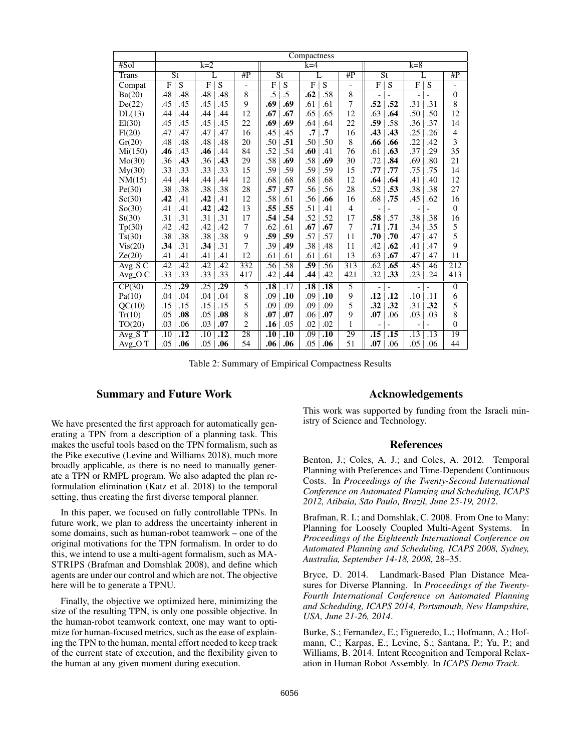| | Compactness | | | | | | | | | | | | | | |
|---|---|---|---|---|---|---|---|---|---|---|---|---|---|---|---|
| #Sol | k=2 | | | | | k=4 | | | | | k=8 | | | | |
| Trans | St | | L | | #P | St | | L | | #P | St | | L | | #P |
| Compat | F | S | F | S | - | F | S | F | S | - | F | S | F | S | - |
| Ba(20) | .48 | .48 | .48 | .48 | 8 | .5 | .5 | **.62** | .58 | 8 | - | - | - | - | 0 |
| De(22) | .45 | .45 | .45 | .45 | 9 | **.69** | **.69** | .61 | .61 | 7 | **.52** | **.52** | .31 | .31 | 8 |
| DL(13) | .44 | .44 | .44 | .44 | 12 | **.67** | **.67** | .65 | .65 | 12 | .63 | **.64** | .50 | .50 | 12 |
| El(30) | .45 | .45 | .45 | .45 | 22 | **.69** | **.69** | .64 | .64 | 22 | **.59** | .58 | .36 | .37 | 14 |
| Fl(20) | .47 | .47 | .47 | .47 | 16 | .45 | .45 | **.7** | **.7** | 16 | **.43** | **.43** | .25 | .26 | 4 |
| Gr(20) | .48 | .48 | .48 | .48 | 20 | .50 | **.51** | .50 | .50 | 8 | **.66** | **.66** | .22 | .42 | 3 |
| Mi(150) | **.46** | .43 | **.46** | .44 | 84 | .52 | .54 | **.60** | .41 | 76 | .61 | **.63** | .37 | .29 | 35 |
| Mo(30) | .36 | **.43** | .36 | **.43** | 29 | .58 | **.69** | .58 | **.69** | 30 | .72 | **.84** | .69 | .80 | 21 |
| My(30) | .33 | .33 | .33 | .33 | 15 | .59 | .59 | .59 | .59 | 15 | **.77** | **.77** | .75 | .75 | 14 |
| NM(15) | .44 | .44 | .44 | .44 | 12 | .68 | .68 | .68 | .68 | 12 | **.64** | **.64** | .41 | .40 | 12 |
| Pe(30) | .38 | .38 | .38 | .38 | 28 | **.57** | **.57** | .56 | .56 | 28 | .52 | **.53** | .38 | .38 | 27 |
| Sc(30) | **.42** | .41 | **.42** | .41 | 12 | .58 | .61 | .56 | **.66** | 16 | .68 | **.75** | .45 | .62 | 16 |
| So(30) | .41 | .41 | **.42** | **.42** | 13 | **.55** | **.55** | .51 | .41 | 4 | - | - | - | - | 0 |
| St(30) | .31 | .31 | .31 | .31 | 17 | **.54** | **.54** | .52 | .52 | 17 | **.58** | .57 | .38 | .38 | 16 |
| Tp(30) | .42 | .42 | .42 | .42 | 7 | .62 | .61 | **.67** | **.67** | 7 | **.71** | **.71** | .34 | .35 | 5 |
| Ts(30) | .38 | .38 | .38 | .38 | 9 | **.59** | **.59** | .57 | .57 | 11 | **.70** | **.70** | .47 | .47 | 5 |
| Vis(20) | **.34** | .31 | **.34** | .31 | 7 | .39 | **.49** | .38 | .48 | 11 | .42 | **.62** | .41 | .47 | 9 |
| Ze(20) | .41 | .41 | .41 | .41 | 12 | .61 | .61 | .61 | .61 | 13 | .63 | **.67** | .47 | .47 | 11 |
| Avg_S C | .42 | .42 | .42 | .42 | 332 | .56 | .58 | **.59** | .56 | 313 | .62 | **.65** | .45 | .46 | 212 |
| Avg_O C | .33 | .33 | .33 | .33 | 417 | .42 | **.44** | **.44** | .42 | 421 | .32 | **.33** | .23 | .24 | 413 |
| CP(30) | .25 | **.29** | .25 | **.29** | 5 | **.18** | .17 | **.18** | **.18** | 5 | - | - | - | - | 0 |
| Pa(10) | .04 | .04 | .04 | .04 | 8 | .09 | **.10** | .09 | **.10** | 9 | **.12** | **.12** | .10 | .11 | 6 |
| QC(10) | .15 | .15 | .15 | .15 | 5 | .09 | .09 | .09 | .09 | 5 | **.32** | **.32** | .31 | **.32** | 5 |
| Tr(10) | .05 | **.08** | .05 | **.08** | 8 | **.07** | **.07** | .06 | **.07** | 9 | **.07** | .06 | .03 | .03 | 8 |
| TO(20) | .03 | .06 | .03 | **.07** | 2 | **.16** | .05 | .02 | .02 | 1 | - | - | - | - | 0 |
| Avg_S T | .10 | **.12** | .10 | **.12** | 28 | **.10** | **.10** | .09 | **.10** | 29 | **.15** | **.15** | .13 | .13 | 19 |
| Avg_O T | .05 | **.06** | .05 | **.06** | 54 | **.06** | **.06** | .05 | **.06** | 51 | **.07** | .06 | .05 | .06 | 44 |

Table 2: Summary of Empirical Compactness Results

## Summary and Future Work

We have presented the first approach for automatically generating a TPN from a description of a planning task. This makes the useful tools based on the TPN formalism, such as the Pike executive (Levine and Williams 2018), much more broadly applicable, as there is no need to manually generate a TPN or RMPL program. We also adapted the plan reformulation elimination (Katz et al. 2018) to the temporal setting, thus creating the first diverse temporal planner.

In this paper, we focused on fully controllable TPNs. In future work, we plan to address the uncertainty inherent in some domains, such as human-robot teamwork – one of the original motivations for the TPN formalism. In order to do this, we intend to use a multi-agent formalism, such as MA-STRIPS (Brafman and Domshlak 2008), and define which agents are under our control and which are not. The objective here will be to generate a TPNU.

Finally, the objective we optimized here, minimizing the size of the resulting TPN, is only one possible objective. In the human-robot teamwork context, one may want to optimize for human-focused metrics, such as the ease of explaining the TPN to the human, mental effort needed to keep track of the current state of execution, and the flexibility given to the human at any given moment during execution.

## Acknowledgements

This work was supported by funding from the Israeli ministry of Science and Technology.

## References

Benton, J.; Coles, A. J.; and Coles, A. 2012. Temporal Planning with Preferences and Time-Dependent Continuous Costs. In *Proceedings of the Twenty-Second International Conference on Automated Planning and Scheduling, ICAPS 2012, Atibaia, São Paulo, Brazil, June 25-19, 2012*.

Brafman, R. I.; and Domshlak, C. 2008. From One to Many: Planning for Loosely Coupled Multi-Agent Systems. In *Proceedings of the Eighteenth International Conference on Automated Planning and Scheduling, ICAPS 2008, Sydney, Australia, September 14-18, 2008*, 28–35.

Bryce, D. 2014. Landmark-Based Plan Distance Measures for Diverse Planning. In *Proceedings of the Twenty-Fourth International Conference on Automated Planning and Scheduling, ICAPS 2014, Portsmouth, New Hampshire, USA, June 21-26, 2014*.

Burke, S.; Fernandez, E.; Figueredo, L.; Hofmann, A.; Hofmann, C.; Karpas, E.; Levine, S.; Santana, P.; Yu, P.; and Williams, B. 2014. Intent Recognition and Temporal Relaxation in Human Robot Assembly. In *ICAPS Demo Track*.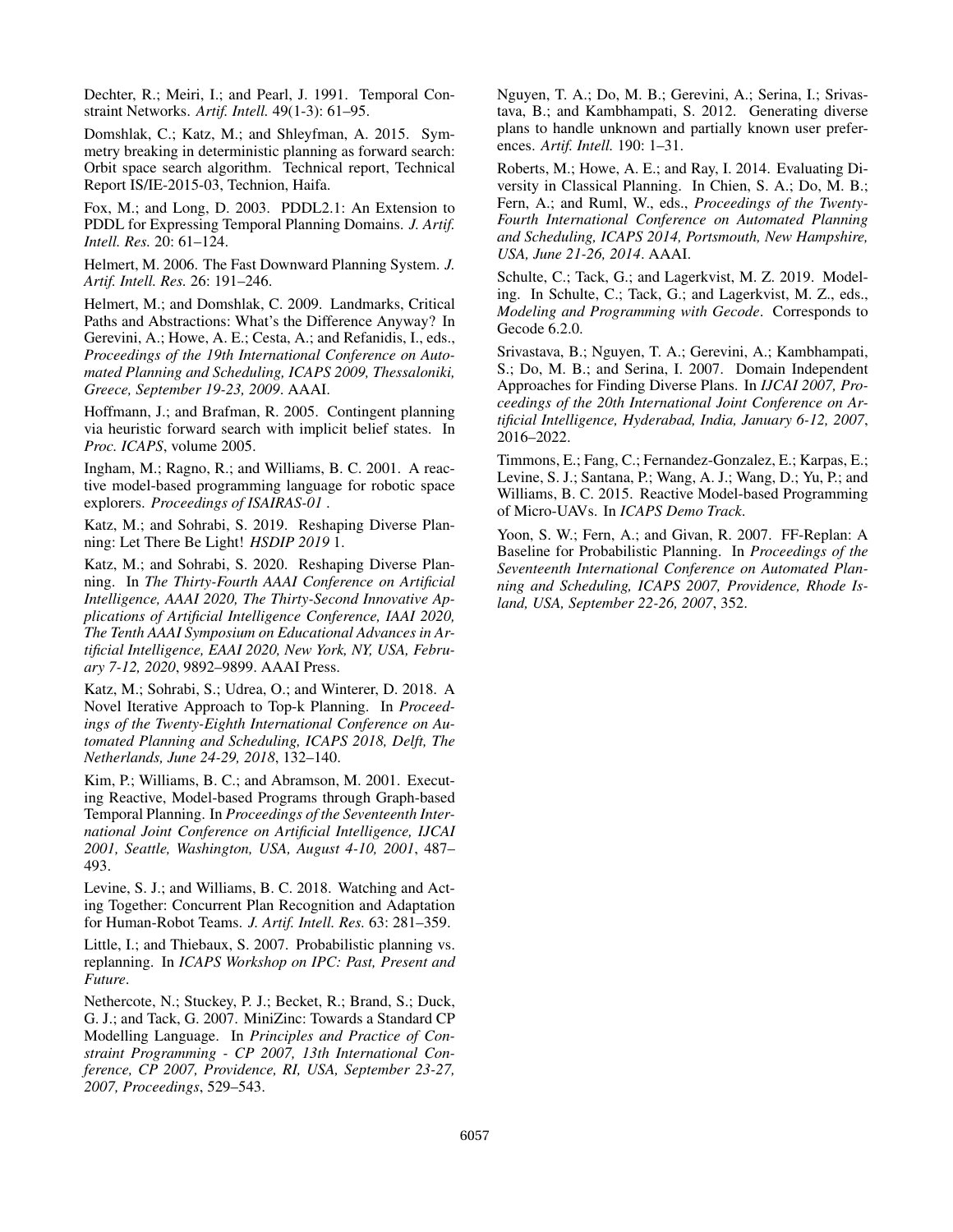Dechter, R.; Meiri, I.; and Pearl, J. 1991. Temporal Constraint Networks. *Artif. Intell.* 49(1-3): 61–95.

Domshlak, C.; Katz, M.; and Shleyfman, A. 2015. Symmetry breaking in deterministic planning as forward search: Orbit space search algorithm. Technical report, Technical Report IS/IE-2015-03, Technion, Haifa.

Fox, M.; and Long, D. 2003. PDDL2.1: An Extension to PDDL for Expressing Temporal Planning Domains. *J. Artif. Intell. Res.* 20: 61–124.

Helmert, M. 2006. The Fast Downward Planning System. *J. Artif. Intell. Res.* 26: 191–246.

Helmert, M.; and Domshlak, C. 2009. Landmarks, Critical Paths and Abstractions: What's the Difference Anyway? In Gerevini, A.; Howe, A. E.; Cesta, A.; and Refanidis, I., eds., *Proceedings of the 19th International Conference on Automated Planning and Scheduling, ICAPS 2009, Thessaloniki, Greece, September 19-23, 2009*. AAAI.

Hoffmann, J.; and Brafman, R. 2005. Contingent planning via heuristic forward search with implicit belief states. In *Proc. ICAPS*, volume 2005.

Ingham, M.; Ragno, R.; and Williams, B. C. 2001. A reactive model-based programming language for robotic space explorers. *Proceedings of ISAIRAS-01* .

Katz, M.; and Sohrabi, S. 2019. Reshaping Diverse Planning: Let There Be Light! *HSDIP 2019* 1.

Katz, M.; and Sohrabi, S. 2020. Reshaping Diverse Planning. In *The Thirty-Fourth AAAI Conference on Artificial Intelligence, AAAI 2020, The Thirty-Second Innovative Applications of Artificial Intelligence Conference, IAAI 2020, The Tenth AAAI Symposium on Educational Advances in Artificial Intelligence, EAAI 2020, New York, NY, USA, February 7-12, 2020*, 9892–9899. AAAI Press.

Katz, M.; Sohrabi, S.; Udrea, O.; and Winterer, D. 2018. A Novel Iterative Approach to Top-k Planning. In *Proceedings of the Twenty-Eighth International Conference on Automated Planning and Scheduling, ICAPS 2018, Delft, The Netherlands, June 24-29, 2018*, 132–140.

Kim, P.; Williams, B. C.; and Abramson, M. 2001. Executing Reactive, Model-based Programs through Graph-based Temporal Planning. In *Proceedings of the Seventeenth International Joint Conference on Artificial Intelligence, IJCAI 2001, Seattle, Washington, USA, August 4-10, 2001*, 487–493.

Levine, S. J.; and Williams, B. C. 2018. Watching and Acting Together: Concurrent Plan Recognition and Adaptation for Human-Robot Teams. *J. Artif. Intell. Res.* 63: 281–359.

Little, I.; and Thiebaux, S. 2007. Probabilistic planning vs. replanning. In *ICAPS Workshop on IPC: Past, Present and Future*.

Nethercote, N.; Stuckey, P. J.; Becket, R.; Brand, S.; Duck, G. J.; and Tack, G. 2007. MiniZinc: Towards a Standard CP Modelling Language. In *Principles and Practice of Constraint Programming - CP 2007, 13th International Conference, CP 2007, Providence, RI, USA, September 23-27, 2007, Proceedings*, 529–543.

Nguyen, T. A.; Do, M. B.; Gerevini, A.; Serina, I.; Srivastava, B.; and Kambhampati, S. 2012. Generating diverse plans to handle unknown and partially known user preferences. *Artif. Intell.* 190: 1–31.

Roberts, M.; Howe, A. E.; and Ray, I. 2014. Evaluating Diversity in Classical Planning. In Chien, S. A.; Do, M. B.; Fern, A.; and Ruml, W., eds., *Proceedings of the Twenty-Fourth International Conference on Automated Planning and Scheduling, ICAPS 2014, Portsmouth, New Hampshire, USA, June 21-26, 2014*. AAAI.

Schulte, C.; Tack, G.; and Lagerkvist, M. Z. 2019. Modeling. In Schulte, C.; Tack, G.; and Lagerkvist, M. Z., eds., *Modeling and Programming with Gecode*. Corresponds to Gecode 6.2.0.

Srivastava, B.; Nguyen, T. A.; Gerevini, A.; Kambhampati, S.; Do, M. B.; and Serina, I. 2007. Domain Independent Approaches for Finding Diverse Plans. In *IJCAI 2007, Proceedings of the 20th International Joint Conference on Artificial Intelligence, Hyderabad, India, January 6-12, 2007*, 2016–2022.

Timmons, E.; Fang, C.; Fernandez-Gonzalez, E.; Karpas, E.; Levine, S. J.; Santana, P.; Wang, A. J.; Wang, D.; Yu, P.; and Williams, B. C. 2015. Reactive Model-based Programming of Micro-UAVs. In *ICAPS Demo Track*.

Yoon, S. W.; Fern, A.; and Givan, R. 2007. FF-Replan: A Baseline for Probabilistic Planning. In *Proceedings of the Seventeenth International Conference on Automated Planning and Scheduling, ICAPS 2007, Providence, Rhode Island, USA, September 22-26, 2007*, 352.